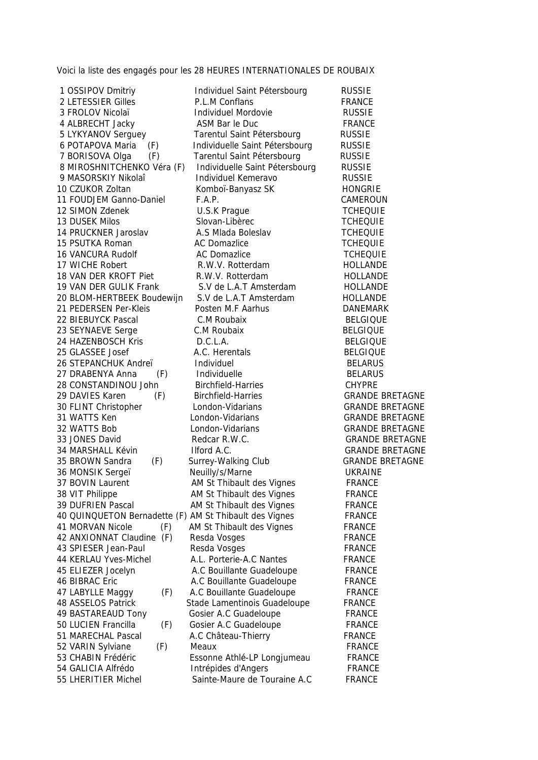Voici la liste des engagés pour les 28 HEURES INTERNATIONALES DE ROUBAIX

| N° | Nom | Club | Pays |
|---|---|---|---|
| 1 | OSSIPOV Dmitriy | Individuel Saint Pétersbourg | RUSSIE |
| 2 | LETESSIER Gilles | P.L.M Conflans | FRANCE |
| 3 | FROLOV Nicolaï | Individuel Mordovie | RUSSIE |
| 4 | ALBRECHT Jacky | ASM Bar le Duc | FRANCE |
| 5 | LYKYANOV Serguey | Tarentul Saint Pétersbourg | RUSSIE |
| 6 | POTAPOVA Maria (F) | Individuelle Saint Pétersbourg | RUSSIE |
| 7 | BORISOVA Olga (F) | Tarentul Saint Pétersbourg | RUSSIE |
| 8 | MIROSHNITCHENKO Véra (F) | Individuelle Saint Pétersbourg | RUSSIE |
| 9 | MASORSKIY Nikolaî | Individuel Kemeravo | RUSSIE |
| 10 | CZUKOR Zoltan | Komboï-Banyasz SK | HONGRIE |
| 11 | FOUDJEM Ganno-Daniel | F.A.P. | CAMEROUN |
| 12 | SIMON Zdenek | U.S.K Prague | TCHEQUIE |
| 13 | DUSEK Milos | Slovan-Libèrec | TCHEQUIE |
| 14 | PRUCKNER Jaroslav | A.S Mlada Boleslav | TCHEQUIE |
| 15 | PSUTKA Roman | AC Domazlice | TCHEQUIE |
| 16 | VANCURA Rudolf | AC Domazlice | TCHEQUIE |
| 17 | WICHE Robert | R.W.V. Rotterdam | HOLLANDE |
| 18 | VAN DER KROFT Piet | R.W.V. Rotterdam | HOLLANDE |
| 19 | VAN DER GULIK Frank | S.V de L.A.T Amsterdam | HOLLANDE |
| 20 | BLOM-HERTBEEK Boudewijn | S.V de L.A.T Amsterdam | HOLLANDE |
| 21 | PEDERSEN Per-Kleis | Posten M.F Aarhus | DANEMARK |
| 22 | BIEBUYCK Pascal | C.M Roubaix | BELGIQUE |
| 23 | SEYNAEVE Serge | C.M Roubaix | BELGIQUE |
| 24 | HAZENBOSCH Kris | D.C.L.A. | BELGIQUE |
| 25 | GLASSEE Josef | A.C. Herentals | BELGIQUE |
| 26 | STEPANCHUK Andreï | Individuel | BELARUS |
| 27 | DRABENYA Anna (F) | Individuelle | BELARUS |
| 28 | CONSTANDINOU John | Birchfield-Harries | CHYPRE |
| 29 | DAVIES Karen (F) | Birchfield-Harries | GRANDE BRETAGNE |
| 30 | FLINT Christopher | London-Vidarians | GRANDE BRETAGNE |
| 31 | WATTS Ken | London-Vidarians | GRANDE BRETAGNE |
| 32 | WATTS Bob | London-Vidarians | GRANDE BRETAGNE |
| 33 | JONES David | Redcar R.W.C. | GRANDE BRETAGNE |
| 34 | MARSHALL Kévin | Ilford A.C. | GRANDE BRETAGNE |
| 35 | BROWN Sandra (F) | Surrey-Walking Club | GRANDE BRETAGNE |
| 36 | MONSIK Sergeï | Neuilly/s/Marne | UKRAINE |
| 37 | BOVIN Laurent | AM St Thibault des Vignes | FRANCE |
| 38 | VIT Philippe | AM St Thibault des Vignes | FRANCE |
| 39 | DUFRIEN Pascal | AM St Thibault des Vignes | FRANCE |
| 40 | QUINQUETON Bernadette (F) | AM St Thibault des Vignes | FRANCE |
| 41 | MORVAN Nicole (F) | AM St Thibault des Vignes | FRANCE |
| 42 | ANXIONNAT Claudine (F) | Resda Vosges | FRANCE |
| 43 | SPIESER Jean-Paul | Resda Vosges | FRANCE |
| 44 | KERLAU Yves-Michel | A.L. Porterie-A.C Nantes | FRANCE |
| 45 | ELIEZER Jocelyn | A.C Bouillante Guadeloupe | FRANCE |
| 46 | BIBRAC Eric | A.C Bouillante Guadeloupe | FRANCE |
| 47 | LABYLLE Maggy (F) | A.C Bouillante Guadeloupe | FRANCE |
| 48 | ASSELOS Patrick | Stade Lamentinois Guadeloupe | FRANCE |
| 49 | BASTAREAUD Tony | Gosier A.C Guadeloupe | FRANCE |
| 50 | LUCIEN Francilla (F) | Gosier A.C Guadeloupe | FRANCE |
| 51 | MARECHAL Pascal | A.C Château-Thierry | FRANCE |
| 52 | VARIN Sylviane (F) | Meaux | FRANCE |
| 53 | CHABIN Frédéric | Essonne Athlé-LP Longjumeau | FRANCE |
| 54 | GALICIA Alfrédo | Intrépides d'Angers | FRANCE |
| 55 | LHERITIER Michel | Sainte-Maure de Touraine A.C | FRANCE |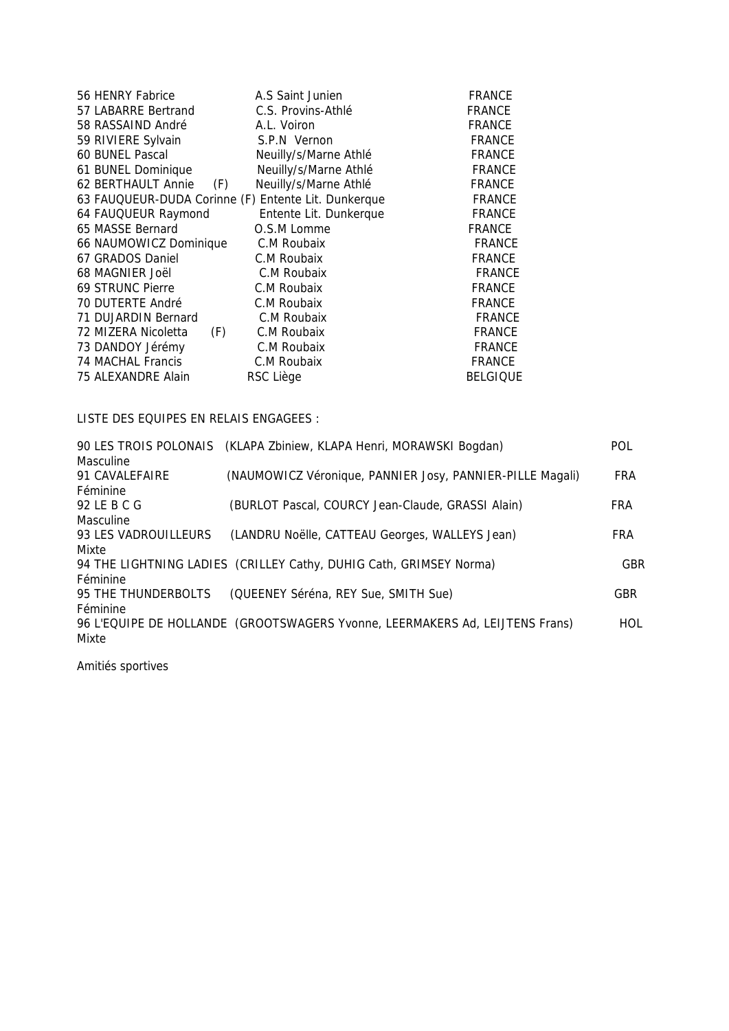| | | |
|---|---|---|
| 56 HENRY Fabrice | A.S Saint Junien | FRANCE |
| 57 LABARRE Bertrand | C.S. Provins-Athlé | FRANCE |
| 58 RASSAIND André | A.L. Voiron | FRANCE |
| 59 RIVIERE Sylvain | S.P.N Vernon | FRANCE |
| 60 BUNEL Pascal | Neuilly/s/Marne Athlé | FRANCE |
| 61 BUNEL Dominique | Neuilly/s/Marne Athlé | FRANCE |
| 62 BERTHAULT Annie (F) | Neuilly/s/Marne Athlé | FRANCE |
| 63 FAUQUEUR-DUDA Corinne (F) | Entente Lit. Dunkerque | FRANCE |
| 64 FAUQUEUR Raymond | Entente Lit. Dunkerque | FRANCE |
| 65 MASSE Bernard | O.S.M Lomme | FRANCE |
| 66 NAUMOWICZ Dominique | C.M Roubaix | FRANCE |
| 67 GRADOS Daniel | C.M Roubaix | FRANCE |
| 68 MAGNIER Joël | C.M Roubaix | FRANCE |
| 69 STRUNC Pierre | C.M Roubaix | FRANCE |
| 70 DUTERTE André | C.M Roubaix | FRANCE |
| 71 DUJARDIN Bernard | C.M Roubaix | FRANCE |
| 72 MIZERA Nicoletta (F) | C.M Roubaix | FRANCE |
| 73 DANDOY Jérémy | C.M Roubaix | FRANCE |
| 74 MACHAL Francis | C.M Roubaix | FRANCE |
| 75 ALEXANDRE Alain | RSC Liège | BELGIQUE |

LISTE DES EQUIPES EN RELAIS ENGAGEES :

| | | | |
|---|---|---|---|
| 90 LES TROIS POLONAIS | (KLAPA Zbiniew, KLAPA Henri, MORAWSKI Bogdan) | POL | Masculine |
| 91 CAVALEFAIRE | (NAUMOWICZ Véronique, PANNIER Josy, PANNIER-PILLE Magali) | FRA | Féminine |
| 92 LE B C G | (BURLOT Pascal, COURCY Jean-Claude, GRASSI Alain) | FRA | Masculine |
| 93 LES VADROUILLEURS | (LANDRU Noëlle, CATTEAU Georges, WALLEYS Jean) | FRA | Mixte |
| 94 THE LIGHTNING LADIES | (CRILLEY Cathy, DUHIG Cath, GRIMSEY Norma) | GBR | Féminine |
| 95 THE THUNDERBOLTS | (QUEENEY Séréna, REY Sue, SMITH Sue) | GBR | Féminine |
| 96 L'EQUIPE DE HOLLANDE | (GROOTSWAGERS Yvonne, LEERMAKERS Ad, LEIJTENS Frans) | HOL | Mixte |

Amitiés sportives